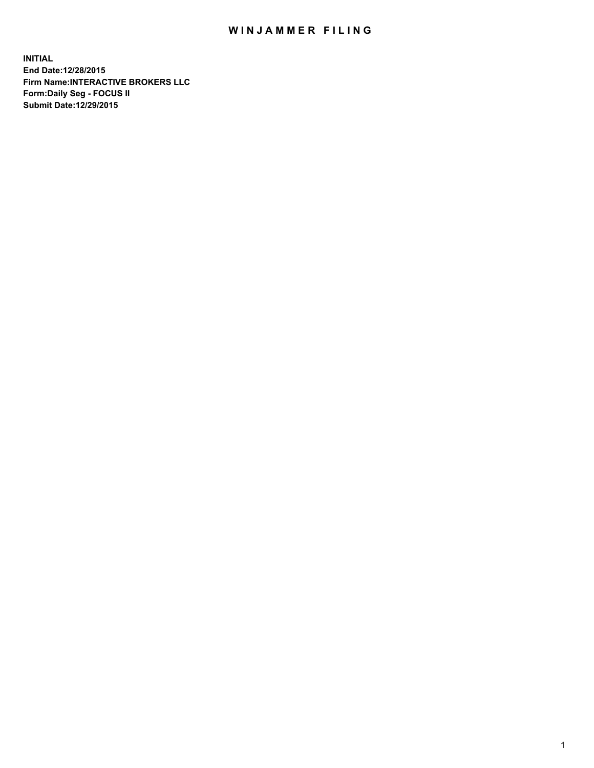# WINJAMMER FILING

**INITIAL**
**End Date:12/28/2015**
**Firm Name:INTERACTIVE BROKERS LLC**
**Form:Daily Seg - FOCUS II**
**Submit Date:12/29/2015**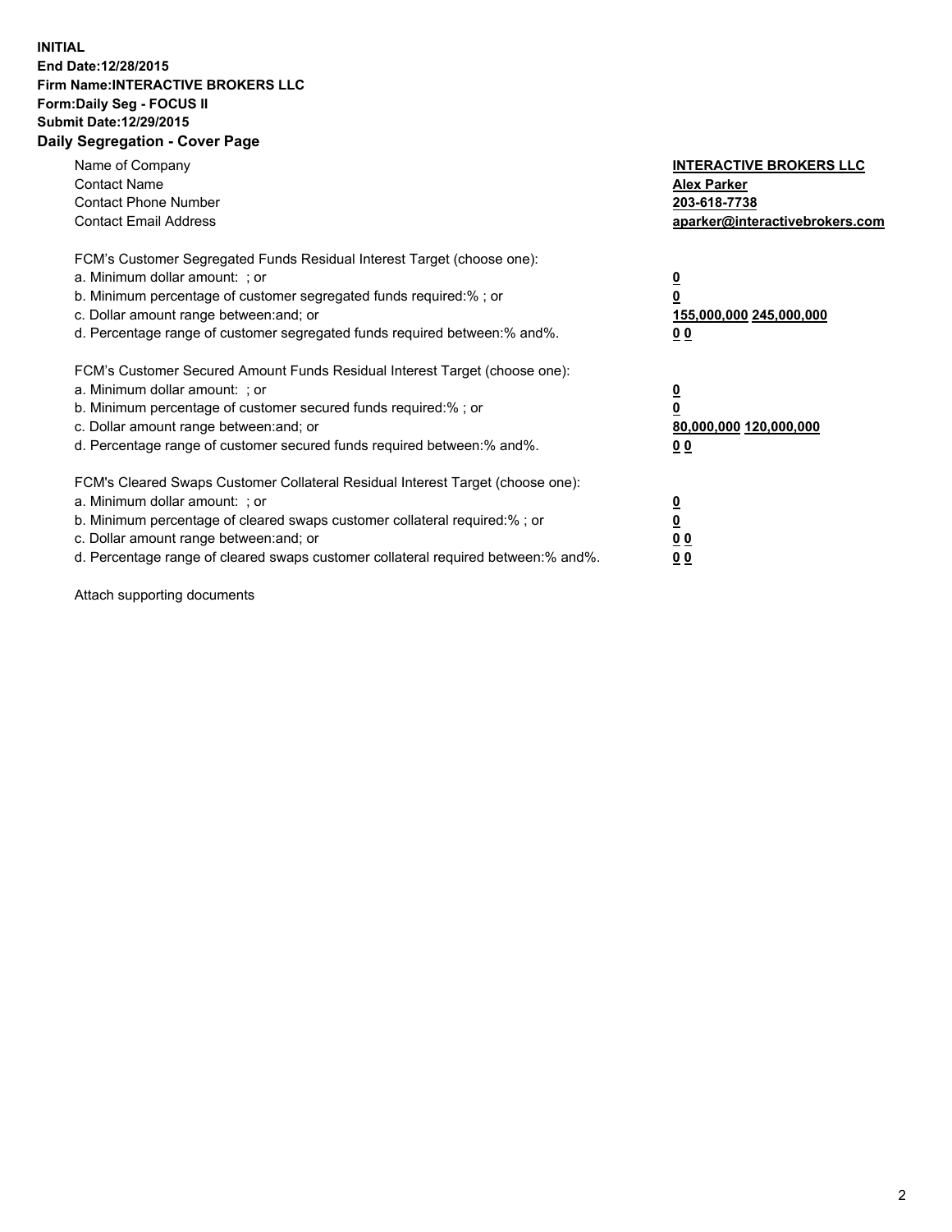**INITIAL**
**End Date:12/28/2015**
**Firm Name:INTERACTIVE BROKERS LLC**
**Form:Daily Seg - FOCUS II**
**Submit Date:12/29/2015**
**Daily Segregation - Cover Page**

| | |
|---|---|
| Name of Company | **INTERACTIVE BROKERS LLC** |
| Contact Name | **Alex Parker** |
| Contact Phone Number | **203-618-7738** |
| Contact Email Address | **aparker@interactivebrokers.com** |

FCM's Customer Segregated Funds Residual Interest Target (choose one):

| | |
|---|---|
| a. Minimum dollar amount: ; or | **0** |
| b. Minimum percentage of customer segregated funds required:% ; or | **0** |
| c. Dollar amount range between:and; or | **155,000,000 245,000,000** |
| d. Percentage range of customer segregated funds required between:% and%. | **0 0** |

FCM's Customer Secured Amount Funds Residual Interest Target (choose one):

| | |
|---|---|
| a. Minimum dollar amount: ; or | **0** |
| b. Minimum percentage of customer secured funds required:% ; or | **0** |
| c. Dollar amount range between:and; or | **80,000,000 120,000,000** |
| d. Percentage range of customer secured funds required between:% and%. | **0 0** |

FCM's Cleared Swaps Customer Collateral Residual Interest Target (choose one):

| | |
|---|---|
| a. Minimum dollar amount: ; or | **0** |
| b. Minimum percentage of cleared swaps customer collateral required:% ; or | **0** |
| c. Dollar amount range between:and; or | **0 0** |
| d. Percentage range of cleared swaps customer collateral required between:% and%. | **0 0** |

Attach supporting documents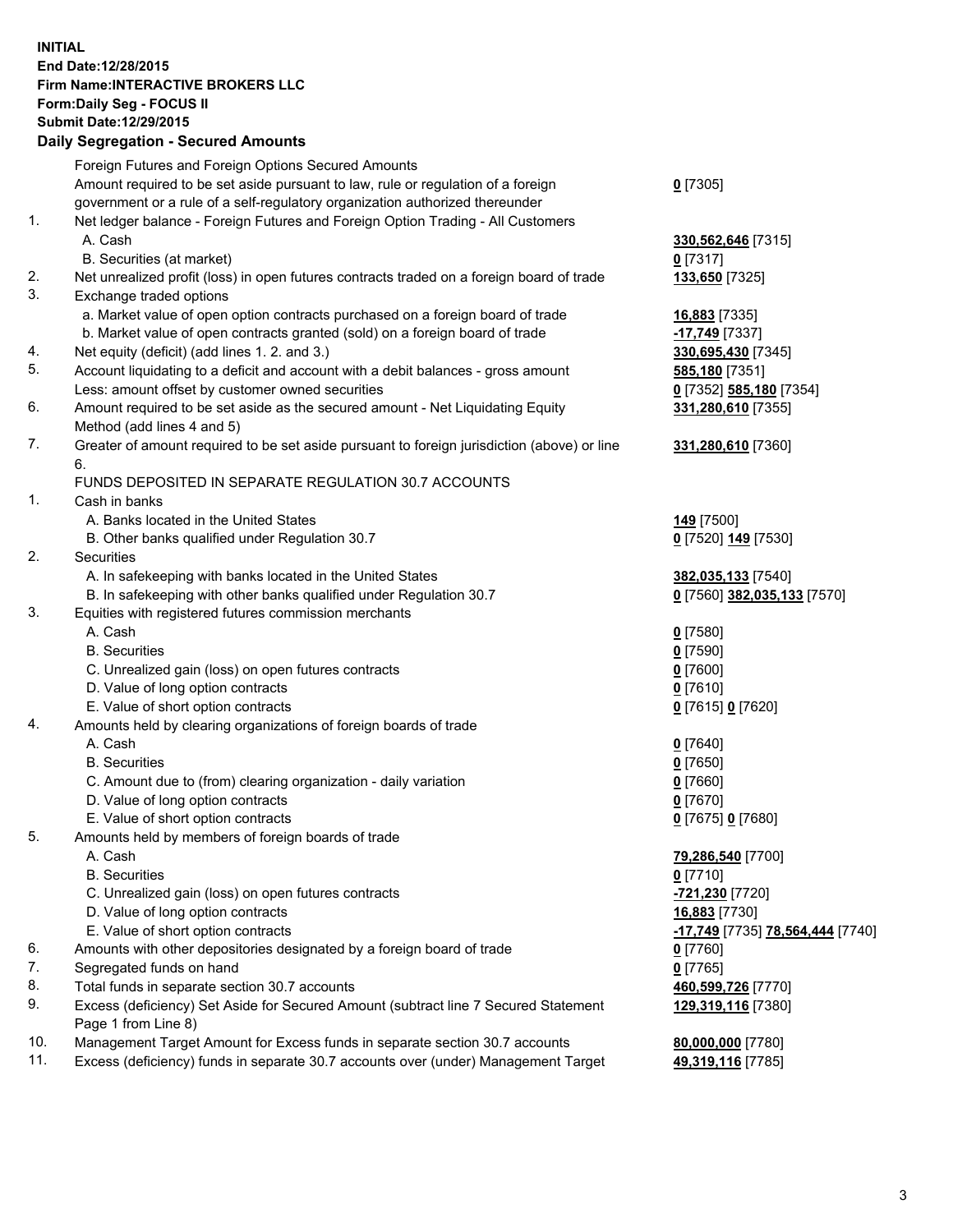**INITIAL**
**End Date:12/28/2015**
**Firm Name:INTERACTIVE BROKERS LLC**
**Form:Daily Seg - FOCUS II**
**Submit Date:12/29/2015**

## Daily Segregation - Secured Amounts

| | | |
|---|---|---|
| | Foreign Futures and Foreign Options Secured Amounts | |
| | Amount required to be set aside pursuant to law, rule or regulation of a foreign government or a rule of a self-regulatory organization authorized thereunder | **0** [7305] |
| 1. | Net ledger balance - Foreign Futures and Foreign Option Trading - All Customers | |
| | A. Cash | **330,562,646** [7315] |
| | B. Securities (at market) | **0** [7317] |
| 2. | Net unrealized profit (loss) in open futures contracts traded on a foreign board of trade | **133,650** [7325] |
| 3. | Exchange traded options | |
| | a. Market value of open option contracts purchased on a foreign board of trade | **16,883** [7335] |
| | b. Market value of open contracts granted (sold) on a foreign board of trade | **-17,749** [7337] |
| 4. | Net equity (deficit) (add lines 1. 2. and 3.) | **330,695,430** [7345] |
| 5. | Account liquidating to a deficit and account with a debit balances - gross amount | **585,180** [7351] |
| | Less: amount offset by customer owned securities | **0** [7352] **585,180** [7354] |
| 6. | Amount required to be set aside as the secured amount - Net Liquidating Equity Method (add lines 4 and 5) | **331,280,610** [7355] |
| 7. | Greater of amount required to be set aside pursuant to foreign jurisdiction (above) or line 6. | **331,280,610** [7360] |
| | FUNDS DEPOSITED IN SEPARATE REGULATION 30.7 ACCOUNTS | |
| 1. | Cash in banks | |
| | A. Banks located in the United States | **149** [7500] |
| | B. Other banks qualified under Regulation 30.7 | **0** [7520] **149** [7530] |
| 2. | Securities | |
| | A. In safekeeping with banks located in the United States | **382,035,133** [7540] |
| | B. In safekeeping with other banks qualified under Regulation 30.7 | **0** [7560] **382,035,133** [7570] |
| 3. | Equities with registered futures commission merchants | |
| | A. Cash | **0** [7580] |
| | B. Securities | **0** [7590] |
| | C. Unrealized gain (loss) on open futures contracts | **0** [7600] |
| | D. Value of long option contracts | **0** [7610] |
| | E. Value of short option contracts | **0** [7615] **0** [7620] |
| 4. | Amounts held by clearing organizations of foreign boards of trade | |
| | A. Cash | **0** [7640] |
| | B. Securities | **0** [7650] |
| | C. Amount due to (from) clearing organization - daily variation | **0** [7660] |
| | D. Value of long option contracts | **0** [7670] |
| | E. Value of short option contracts | **0** [7675] **0** [7680] |
| 5. | Amounts held by members of foreign boards of trade | |
| | A. Cash | **79,286,540** [7700] |
| | B. Securities | **0** [7710] |
| | C. Unrealized gain (loss) on open futures contracts | **-721,230** [7720] |
| | D. Value of long option contracts | **16,883** [7730] |
| | E. Value of short option contracts | **-17,749** [7735] **78,564,444** [7740] |
| 6. | Amounts with other depositories designated by a foreign board of trade | **0** [7760] |
| 7. | Segregated funds on hand | **0** [7765] |
| 8. | Total funds in separate section 30.7 accounts | **460,599,726** [7770] |
| 9. | Excess (deficiency) Set Aside for Secured Amount (subtract line 7 Secured Statement Page 1 from Line 8) | **129,319,116** [7380] |
| 10. | Management Target Amount for Excess funds in separate section 30.7 accounts | **80,000,000** [7780] |
| 11. | Excess (deficiency) funds in separate 30.7 accounts over (under) Management Target | **49,319,116** [7785] |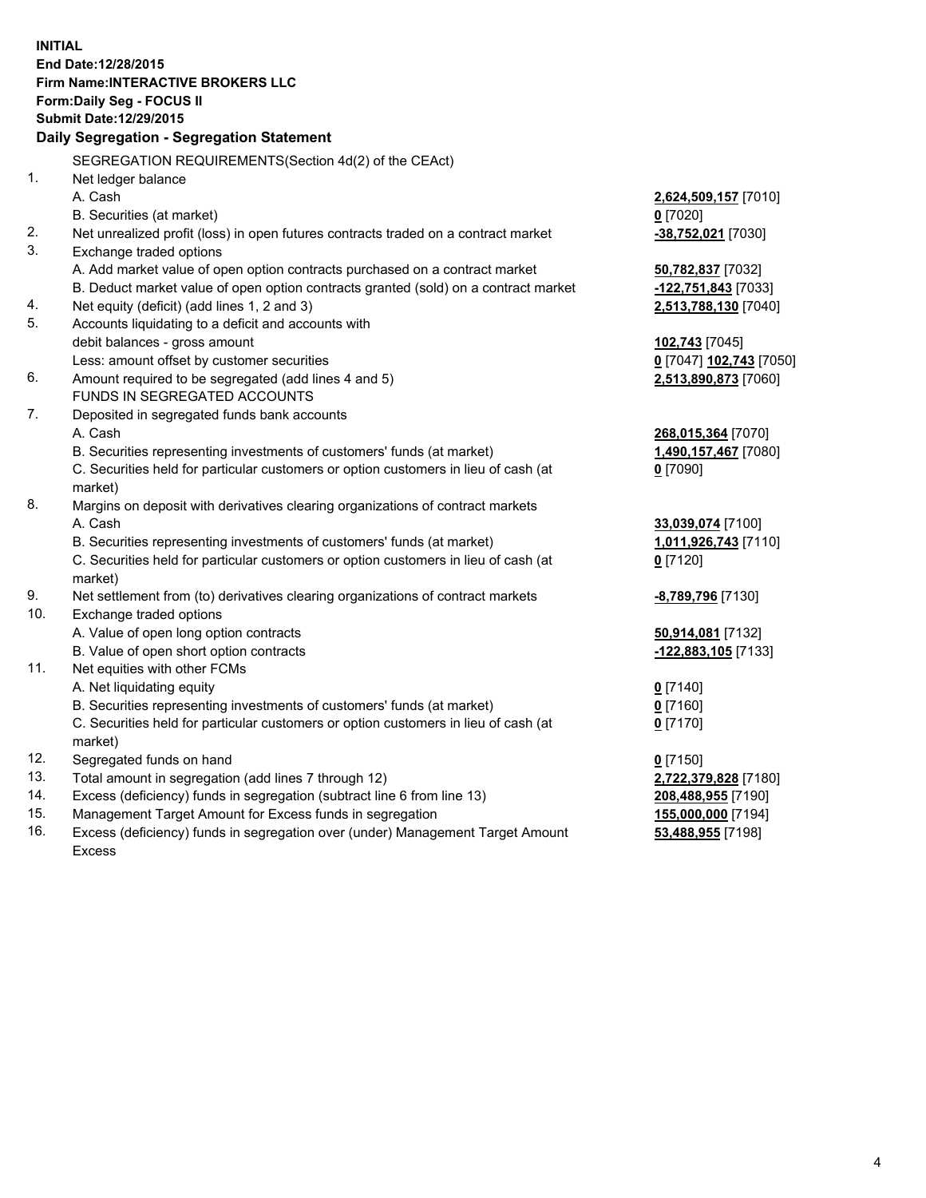**INITIAL**
**End Date:12/28/2015**
**Firm Name:INTERACTIVE BROKERS LLC**
**Form:Daily Seg - FOCUS II**
**Submit Date:12/29/2015**

### Daily Segregation - Segregation Statement

| | SEGREGATION REQUIREMENTS(Section 4d(2) of the CEAct) | |
|---|---|---|
| 1. | Net ledger balance | |
| | A. Cash | **2,624,509,157** [7010] |
| | B. Securities (at market) | **0** [7020] |
| 2. | Net unrealized profit (loss) in open futures contracts traded on a contract market | **-38,752,021** [7030] |
| 3. | Exchange traded options | |
| | A. Add market value of open option contracts purchased on a contract market | **50,782,837** [7032] |
| | B. Deduct market value of open option contracts granted (sold) on a contract market | **-122,751,843** [7033] |
| 4. | Net equity (deficit) (add lines 1, 2 and 3) | **2,513,788,130** [7040] |
| 5. | Accounts liquidating to a deficit and accounts with | |
| | debit balances - gross amount | **102,743** [7045] |
| | Less: amount offset by customer securities | **0** [7047] **102,743** [7050] |
| 6. | Amount required to be segregated (add lines 4 and 5) | **2,513,890,873** [7060] |
| | FUNDS IN SEGREGATED ACCOUNTS | |
| 7. | Deposited in segregated funds bank accounts | |
| | A. Cash | **268,015,364** [7070] |
| | B. Securities representing investments of customers' funds (at market) | **1,490,157,467** [7080] |
| | C. Securities held for particular customers or option customers in lieu of cash (at market) | **0** [7090] |
| 8. | Margins on deposit with derivatives clearing organizations of contract markets | |
| | A. Cash | **33,039,074** [7100] |
| | B. Securities representing investments of customers' funds (at market) | **1,011,926,743** [7110] |
| | C. Securities held for particular customers or option customers in lieu of cash (at market) | **0** [7120] |
| 9. | Net settlement from (to) derivatives clearing organizations of contract markets | **-8,789,796** [7130] |
| 10. | Exchange traded options | |
| | A. Value of open long option contracts | **50,914,081** [7132] |
| | B. Value of open short option contracts | **-122,883,105** [7133] |
| 11. | Net equities with other FCMs | |
| | A. Net liquidating equity | **0** [7140] |
| | B. Securities representing investments of customers' funds (at market) | **0** [7160] |
| | C. Securities held for particular customers or option customers in lieu of cash (at market) | **0** [7170] |
| 12. | Segregated funds on hand | **0** [7150] |
| 13. | Total amount in segregation (add lines 7 through 12) | **2,722,379,828** [7180] |
| 14. | Excess (deficiency) funds in segregation (subtract line 6 from line 13) | **208,488,955** [7190] |
| 15. | Management Target Amount for Excess funds in segregation | **155,000,000** [7194] |
| 16. | Excess (deficiency) funds in segregation over (under) Management Target Amount Excess | **53,488,955** [7198] |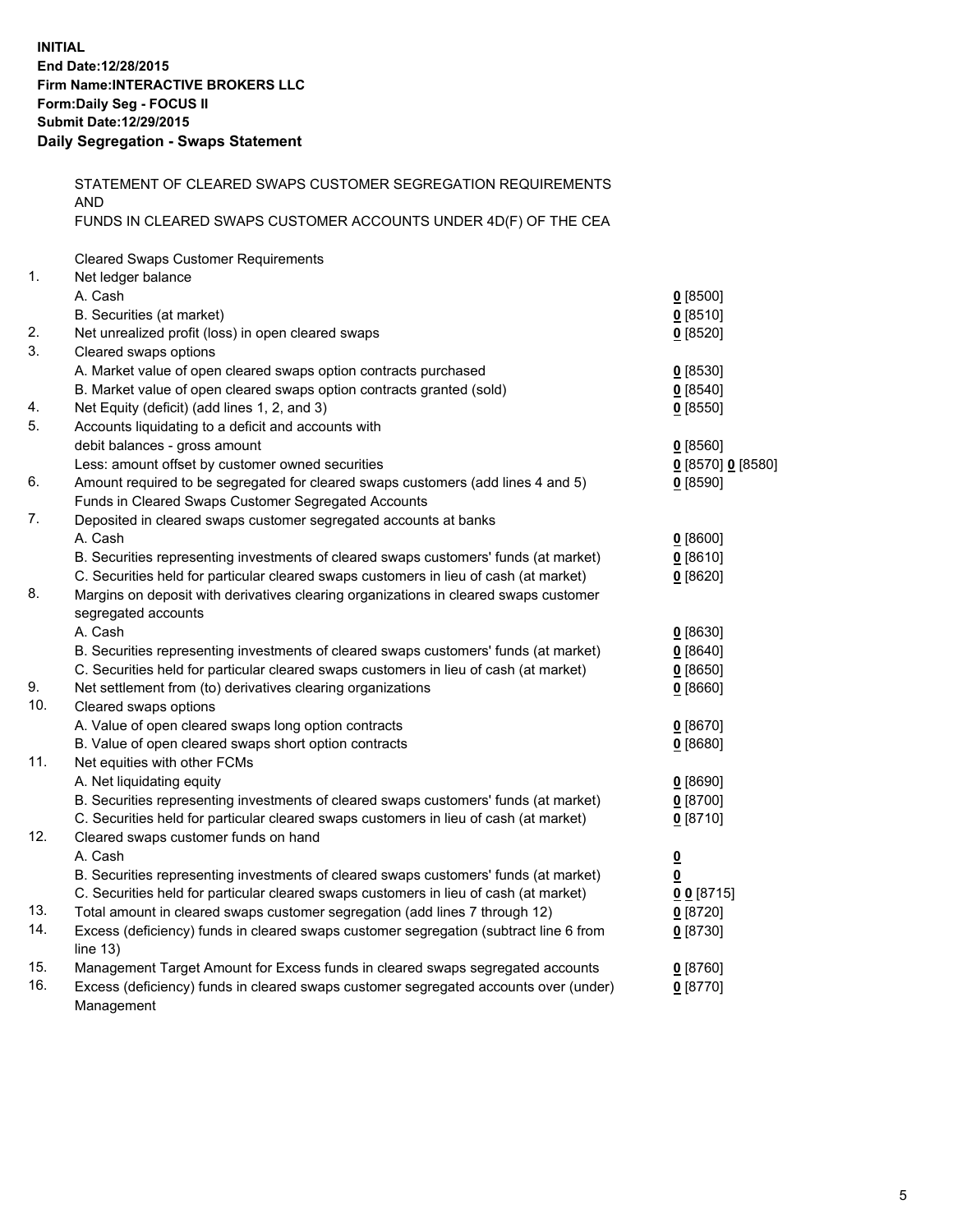**INITIAL**
**End Date:12/28/2015**
**Firm Name:INTERACTIVE BROKERS LLC**
**Form:Daily Seg - FOCUS II**
**Submit Date:12/29/2015**
**Daily Segregation - Swaps Statement**

STATEMENT OF CLEARED SWAPS CUSTOMER SEGREGATION REQUIREMENTS AND FUNDS IN CLEARED SWAPS CUSTOMER ACCOUNTS UNDER 4D(F) OF THE CEA

| | | |
|---|---|---|
| | Cleared Swaps Customer Requirements | |
| 1. | Net ledger balance | |
| | A. Cash | 0 [8500] |
| | B. Securities (at market) | 0 [8510] |
| 2. | Net unrealized profit (loss) in open cleared swaps | 0 [8520] |
| 3. | Cleared swaps options | |
| | A. Market value of open cleared swaps option contracts purchased | 0 [8530] |
| | B. Market value of open cleared swaps option contracts granted (sold) | 0 [8540] |
| 4. | Net Equity (deficit) (add lines 1, 2, and 3) | 0 [8550] |
| 5. | Accounts liquidating to a deficit and accounts with debit balances - gross amount | 0 [8560] |
| | Less: amount offset by customer owned securities | 0 [8570] 0 [8580] |
| 6. | Amount required to be segregated for cleared swaps customers (add lines 4 and 5) | 0 [8590] |
| | Funds in Cleared Swaps Customer Segregated Accounts | |
| 7. | Deposited in cleared swaps customer segregated accounts at banks | |
| | A. Cash | 0 [8600] |
| | B. Securities representing investments of cleared swaps customers' funds (at market) | 0 [8610] |
| | C. Securities held for particular cleared swaps customers in lieu of cash (at market) | 0 [8620] |
| 8. | Margins on deposit with derivatives clearing organizations in cleared swaps customer segregated accounts | |
| | A. Cash | 0 [8630] |
| | B. Securities representing investments of cleared swaps customers' funds (at market) | 0 [8640] |
| | C. Securities held for particular cleared swaps customers in lieu of cash (at market) | 0 [8650] |
| 9. | Net settlement from (to) derivatives clearing organizations | 0 [8660] |
| 10. | Cleared swaps options | |
| | A. Value of open cleared swaps long option contracts | 0 [8670] |
| | B. Value of open cleared swaps short option contracts | 0 [8680] |
| 11. | Net equities with other FCMs | |
| | A. Net liquidating equity | 0 [8690] |
| | B. Securities representing investments of cleared swaps customers' funds (at market) | 0 [8700] |
| | C. Securities held for particular cleared swaps customers in lieu of cash (at market) | 0 [8710] |
| 12. | Cleared swaps customer funds on hand | |
| | A. Cash | 0 |
| | B. Securities representing investments of cleared swaps customers' funds (at market) | 0 |
| | C. Securities held for particular cleared swaps customers in lieu of cash (at market) | 0 0 [8715] |
| 13. | Total amount in cleared swaps customer segregation (add lines 7 through 12) | 0 [8720] |
| 14. | Excess (deficiency) funds in cleared swaps customer segregation (subtract line 6 from line 13) | 0 [8730] |
| 15. | Management Target Amount for Excess funds in cleared swaps segregated accounts | 0 [8760] |
| 16. | Excess (deficiency) funds in cleared swaps customer segregated accounts over (under) Management | 0 [8770] |